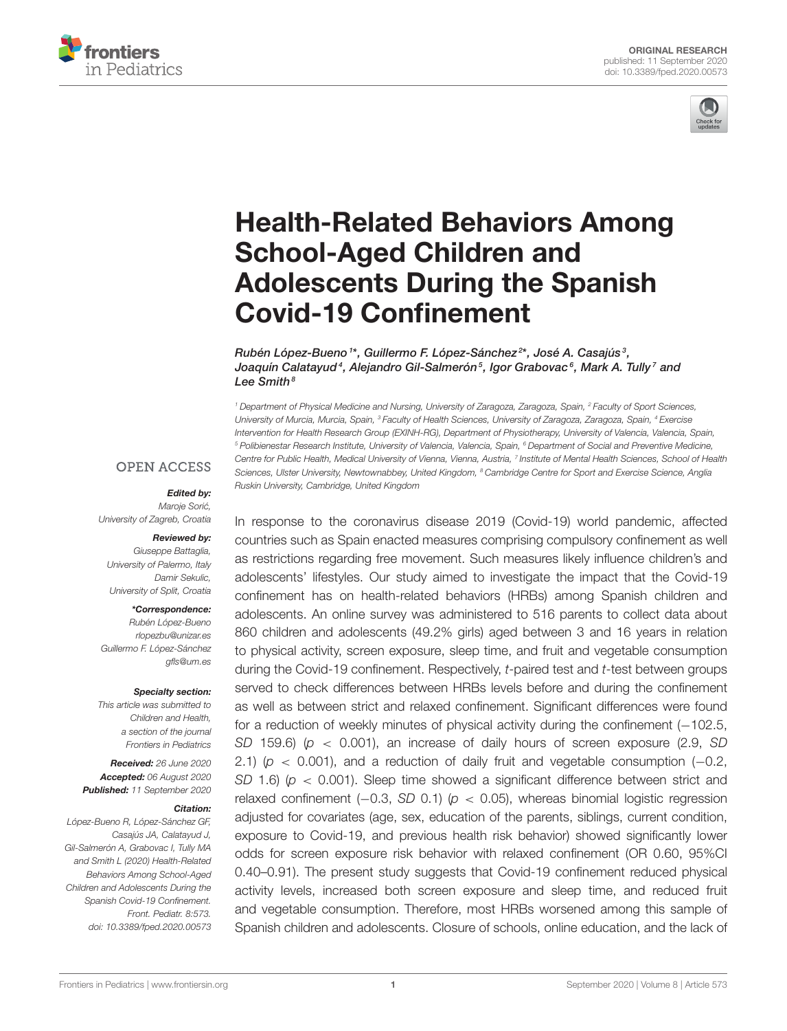ORIGINAL RESEARCH
published: 11 September 2020
doi: 10.3389/fped.2020.00573

# Health-Related Behaviors Among School-Aged Children and Adolescents During the Spanish Covid-19 Confinement

*Rubén López-Bueno[1]\*, Guillermo F. López-Sánchez[2]\*, José A. Casajús[3], Joaquín Calatayud[4], Alejandro Gil-Salmerón[5], Igor Grabovac[6], Mark A. Tully[7] and Lee Smith[8]*

[1] Department of Physical Medicine and Nursing, University of Zaragoza, Zaragoza, Spain, [2] Faculty of Sport Sciences, University of Murcia, Murcia, Spain, [3] Faculty of Health Sciences, University of Zaragoza, Zaragoza, Spain, [4] Exercise Intervention for Health Research Group (EXINH-RG), Department of Physiotherapy, University of Valencia, Valencia, Spain, [5] Polibienestar Research Institute, University of Valencia, Valencia, Spain, [6] Department of Social and Preventive Medicine, Centre for Public Health, Medical University of Vienna, Vienna, Austria, [7] Institute of Mental Health Sciences, School of Health Sciences, Ulster University, Newtownabbey, United Kingdom, [8] Cambridge Centre for Sport and Exercise Science, Anglia Ruskin University, Cambridge, United Kingdom

OPEN ACCESS

***Edited by:***
Maroje Sorić,
University of Zagreb, Croatia

***Reviewed by:***
Giuseppe Battaglia,
University of Palermo, Italy
Damir Sekulic,
University of Split, Croatia

***\*Correspondence:***
Rubén López-Bueno
rlopezbu@unizar.es
Guillermo F. López-Sánchez
gfls@um.es

***Specialty section:***
This article was submitted to Children and Health, a section of the journal Frontiers in Pediatrics

**Received:** 26 June 2020
**Accepted:** 06 August 2020
**Published:** 11 September 2020

***Citation:***
López-Bueno R, López-Sánchez GF, Casajús JA, Calatayud J, Gil-Salmerón A, Grabovac I, Tully MA and Smith L (2020) Health-Related Behaviors Among School-Aged Children and Adolescents During the Spanish Covid-19 Confinement. Front. Pediatr. 8:573. doi: 10.3389/fped.2020.00573

In response to the coronavirus disease 2019 (Covid-19) world pandemic, affected countries such as Spain enacted measures comprising compulsory confinement as well as restrictions regarding free movement. Such measures likely influence children's and adolescents' lifestyles. Our study aimed to investigate the impact that the Covid-19 confinement has on health-related behaviors (HRBs) among Spanish children and adolescents. An online survey was administered to 516 parents to collect data about 860 children and adolescents (49.2% girls) aged between 3 and 16 years in relation to physical activity, screen exposure, sleep time, and fruit and vegetable consumption during the Covid-19 confinement. Respectively, *t*-paired test and *t*-test between groups served to check differences between HRBs levels before and during the confinement as well as between strict and relaxed confinement. Significant differences were found for a reduction of weekly minutes of physical activity during the confinement (−102.5, *SD* 159.6) ($p < 0.001$), an increase of daily hours of screen exposure (2.9, *SD* 2.1) ($p < 0.001$), and a reduction of daily fruit and vegetable consumption (−0.2, *SD* 1.6) ($p < 0.001$). Sleep time showed a significant difference between strict and relaxed confinement (−0.3, *SD* 0.1) ($p < 0.05$), whereas binomial logistic regression adjusted for covariates (age, sex, education of the parents, siblings, current condition, exposure to Covid-19, and previous health risk behavior) showed significantly lower odds for screen exposure risk behavior with relaxed confinement (OR 0.60, 95%CI 0.40–0.91). The present study suggests that Covid-19 confinement reduced physical activity levels, increased both screen exposure and sleep time, and reduced fruit and vegetable consumption. Therefore, most HRBs worsened among this sample of Spanish children and adolescents. Closure of schools, online education, and the lack of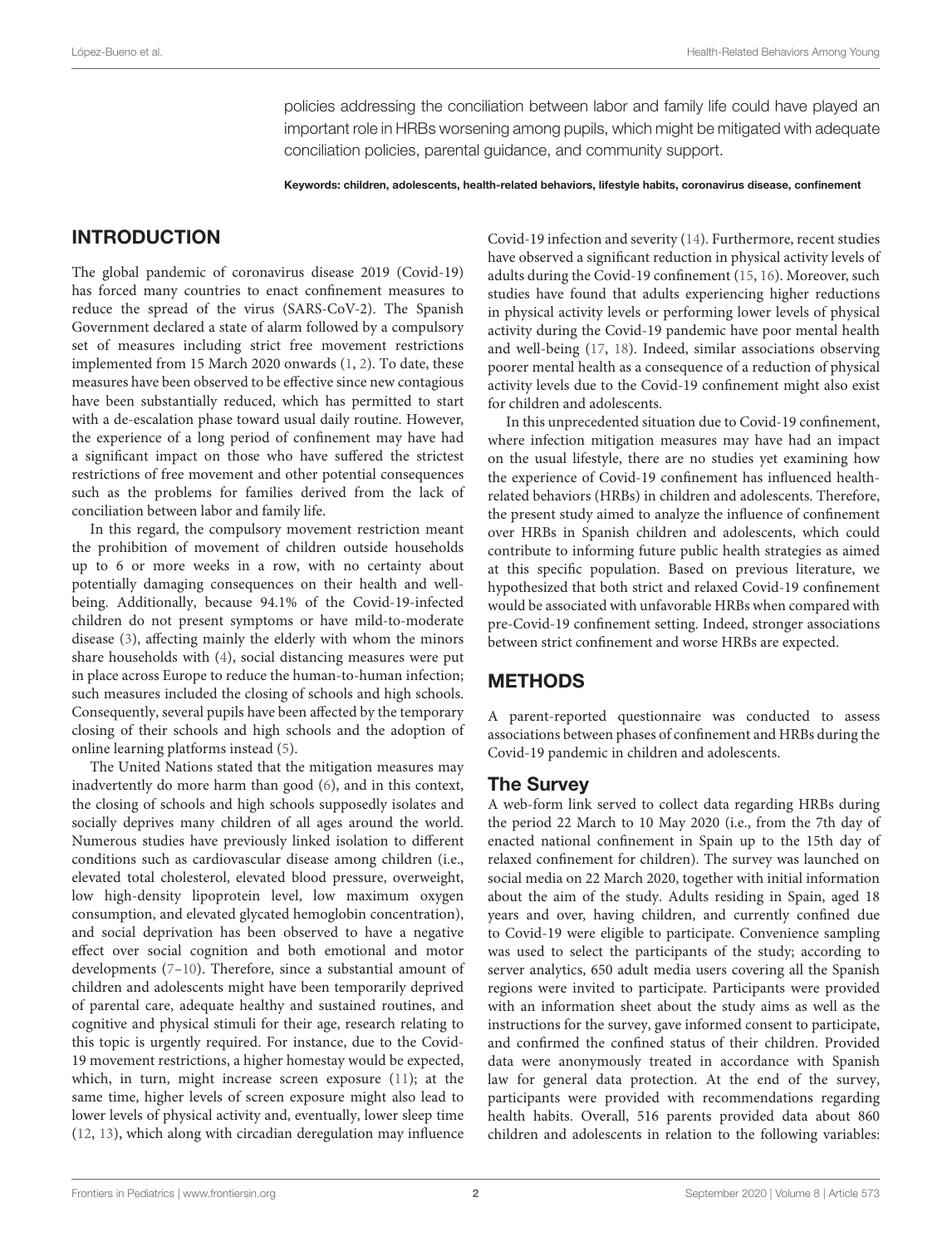policies addressing the conciliation between labor and family life could have played an important role in HRBs worsening among pupils, which might be mitigated with adequate conciliation policies, parental guidance, and community support.

**Keywords: children, adolescents, health-related behaviors, lifestyle habits, coronavirus disease, confinement**

## INTRODUCTION

The global pandemic of coronavirus disease 2019 (Covid-19) has forced many countries to enact confinement measures to reduce the spread of the virus (SARS-CoV-2). The Spanish Government declared a state of alarm followed by a compulsory set of measures including strict free movement restrictions implemented from 15 March 2020 onwards (1, 2). To date, these measures have been observed to be effective since new contagious have been substantially reduced, which has permitted to start with a de-escalation phase toward usual daily routine. However, the experience of a long period of confinement may have had a significant impact on those who have suffered the strictest restrictions of free movement and other potential consequences such as the problems for families derived from the lack of conciliation between labor and family life.

In this regard, the compulsory movement restriction meant the prohibition of movement of children outside households up to 6 or more weeks in a row, with no certainty about potentially damaging consequences on their health and well-being. Additionally, because 94.1% of the Covid-19-infected children do not present symptoms or have mild-to-moderate disease (3), affecting mainly the elderly with whom the minors share households with (4), social distancing measures were put in place across Europe to reduce the human-to-human infection; such measures included the closing of schools and high schools. Consequently, several pupils have been affected by the temporary closing of their schools and high schools and the adoption of online learning platforms instead (5).

The United Nations stated that the mitigation measures may inadvertently do more harm than good (6), and in this context, the closing of schools and high schools supposedly isolates and socially deprives many children of all ages around the world. Numerous studies have previously linked isolation to different conditions such as cardiovascular disease among children (i.e., elevated total cholesterol, elevated blood pressure, overweight, low high-density lipoprotein level, low maximum oxygen consumption, and elevated glycated hemoglobin concentration), and social deprivation has been observed to have a negative effect over social cognition and both emotional and motor developments (7–10). Therefore, since a substantial amount of children and adolescents might have been temporarily deprived of parental care, adequate healthy and sustained routines, and cognitive and physical stimuli for their age, research relating to this topic is urgently required. For instance, due to the Covid-19 movement restrictions, a higher homestay would be expected, which, in turn, might increase screen exposure (11); at the same time, higher levels of screen exposure might also lead to lower levels of physical activity and, eventually, lower sleep time (12, 13), which along with circadian deregulation may influence Covid-19 infection and severity (14). Furthermore, recent studies have observed a significant reduction in physical activity levels of adults during the Covid-19 confinement (15, 16). Moreover, such studies have found that adults experiencing higher reductions in physical activity levels or performing lower levels of physical activity during the Covid-19 pandemic have poor mental health and well-being (17, 18). Indeed, similar associations observing poorer mental health as a consequence of a reduction of physical activity levels due to the Covid-19 confinement might also exist for children and adolescents.

In this unprecedented situation due to Covid-19 confinement, where infection mitigation measures may have had an impact on the usual lifestyle, there are no studies yet examining how the experience of Covid-19 confinement has influenced health-related behaviors (HRBs) in children and adolescents. Therefore, the present study aimed to analyze the influence of confinement over HRBs in Spanish children and adolescents, which could contribute to informing future public health strategies as aimed at this specific population. Based on previous literature, we hypothesized that both strict and relaxed Covid-19 confinement would be associated with unfavorable HRBs when compared with pre-Covid-19 confinement setting. Indeed, stronger associations between strict confinement and worse HRBs are expected.

## METHODS

A parent-reported questionnaire was conducted to assess associations between phases of confinement and HRBs during the Covid-19 pandemic in children and adolescents.

### The Survey

A web-form link served to collect data regarding HRBs during the period 22 March to 10 May 2020 (i.e., from the 7th day of enacted national confinement in Spain up to the 15th day of relaxed confinement for children). The survey was launched on social media on 22 March 2020, together with initial information about the aim of the study. Adults residing in Spain, aged 18 years and over, having children, and currently confined due to Covid-19 were eligible to participate. Convenience sampling was used to select the participants of the study; according to server analytics, 650 adult media users covering all the Spanish regions were invited to participate. Participants were provided with an information sheet about the study aims as well as the instructions for the survey, gave informed consent to participate, and confirmed the confined status of their children. Provided data were anonymously treated in accordance with Spanish law for general data protection. At the end of the survey, participants were provided with recommendations regarding health habits. Overall, 516 parents provided data about 860 children and adolescents in relation to the following variables: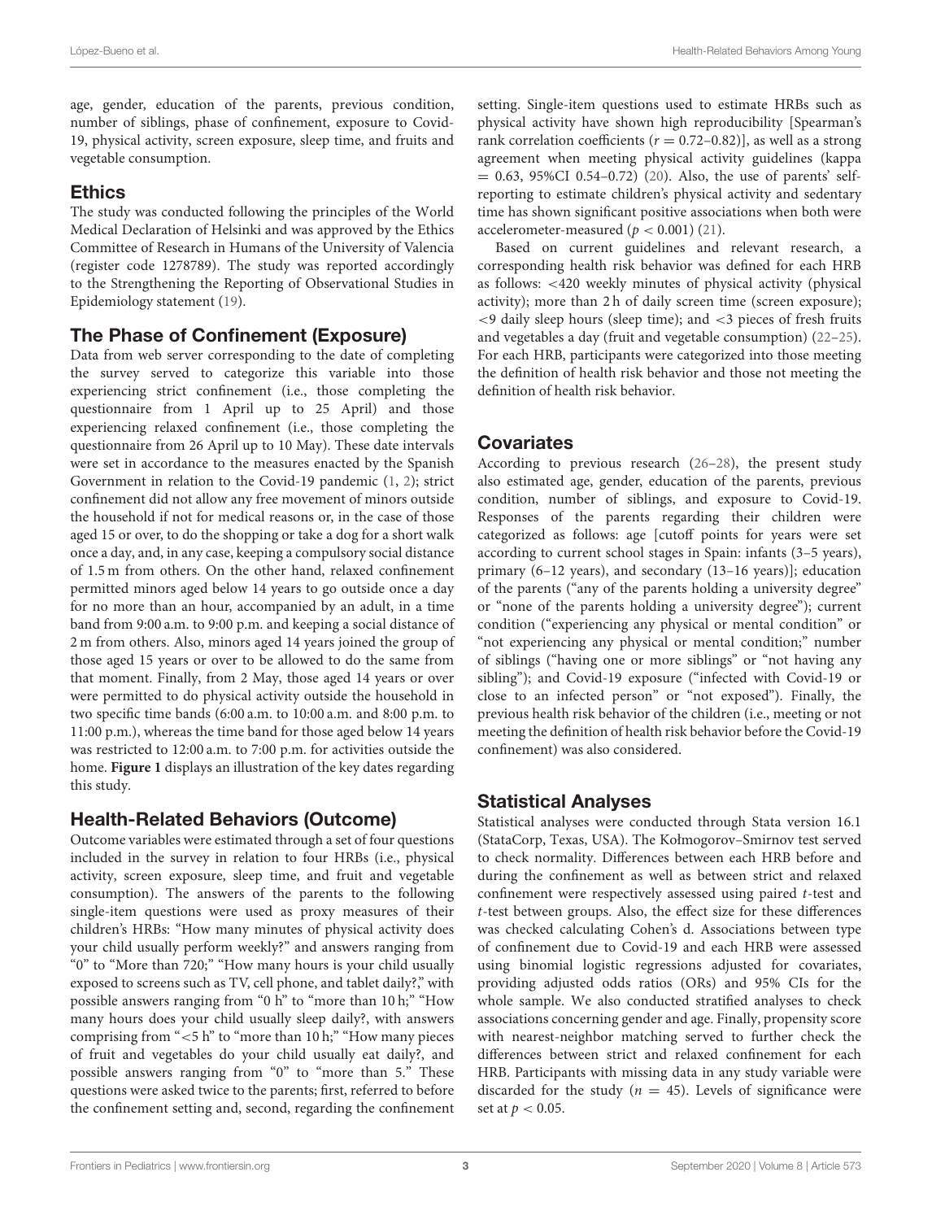age, gender, education of the parents, previous condition, number of siblings, phase of confinement, exposure to Covid-19, physical activity, screen exposure, sleep time, and fruits and vegetable consumption.

## Ethics

The study was conducted following the principles of the World Medical Declaration of Helsinki and was approved by the Ethics Committee of Research in Humans of the University of Valencia (register code 1278789). The study was reported accordingly to the Strengthening the Reporting of Observational Studies in Epidemiology statement (19).

## The Phase of Confinement (Exposure)

Data from web server corresponding to the date of completing the survey served to categorize this variable into those experiencing strict confinement (i.e., those completing the questionnaire from 1 April up to 25 April) and those experiencing relaxed confinement (i.e., those completing the questionnaire from 26 April up to 10 May). These date intervals were set in accordance to the measures enacted by the Spanish Government in relation to the Covid-19 pandemic (1, 2); strict confinement did not allow any free movement of minors outside the household if not for medical reasons or, in the case of those aged 15 or over, to do the shopping or take a dog for a short walk once a day, and, in any case, keeping a compulsory social distance of 1.5 m from others. On the other hand, relaxed confinement permitted minors aged below 14 years to go outside once a day for no more than an hour, accompanied by an adult, in a time band from 9:00 a.m. to 9:00 p.m. and keeping a social distance of 2 m from others. Also, minors aged 14 years joined the group of those aged 15 years or over to be allowed to do the same from that moment. Finally, from 2 May, those aged 14 years or over were permitted to do physical activity outside the household in two specific time bands (6:00 a.m. to 10:00 a.m. and 8:00 p.m. to 11:00 p.m.), whereas the time band for those aged below 14 years was restricted to 12:00 a.m. to 7:00 p.m. for activities outside the home. **Figure 1** displays an illustration of the key dates regarding this study.

## Health-Related Behaviors (Outcome)

Outcome variables were estimated through a set of four questions included in the survey in relation to four HRBs (i.e., physical activity, screen exposure, sleep time, and fruit and vegetable consumption). The answers of the parents to the following single-item questions were used as proxy measures of their children's HRBs: "How many minutes of physical activity does your child usually perform weekly?" and answers ranging from "0" to "More than 720;" "How many hours is your child usually exposed to screens such as TV, cell phone, and tablet daily?," with possible answers ranging from "0 h" to "more than 10 h;" "How many hours does your child usually sleep daily?, with answers comprising from "<5 h" to "more than 10 h;" "How many pieces of fruit and vegetables do your child usually eat daily?, and possible answers ranging from "0" to "more than 5." These questions were asked twice to the parents; first, referred to before the confinement setting and, second, regarding the confinement setting. Single-item questions used to estimate HRBs such as physical activity have shown high reproducibility [Spearman's rank correlation coefficients ($r = 0.72$–$0.82$)], as well as a strong agreement when meeting physical activity guidelines (kappa $= 0.63$, 95%CI 0.54–0.72) (20). Also, the use of parents' self-reporting to estimate children's physical activity and sedentary time has shown significant positive associations when both were accelerometer-measured ($p < 0.001$) (21).

Based on current guidelines and relevant research, a corresponding health risk behavior was defined for each HRB as follows: <420 weekly minutes of physical activity (physical activity); more than 2 h of daily screen time (screen exposure); <9 daily sleep hours (sleep time); and <3 pieces of fresh fruits and vegetables a day (fruit and vegetable consumption) (22–25). For each HRB, participants were categorized into those meeting the definition of health risk behavior and those not meeting the definition of health risk behavior.

## Covariates

According to previous research (26–28), the present study also estimated age, gender, education of the parents, previous condition, number of siblings, and exposure to Covid-19. Responses of the parents regarding their children were categorized as follows: age [cutoff points for years were set according to current school stages in Spain: infants (3–5 years), primary (6–12 years), and secondary (13–16 years)]; education of the parents ("any of the parents holding a university degree" or "none of the parents holding a university degree"); current condition ("experiencing any physical or mental condition" or "not experiencing any physical or mental condition;" number of siblings ("having one or more siblings" or "not having any sibling"); and Covid-19 exposure ("infected with Covid-19 or close to an infected person" or "not exposed"). Finally, the previous health risk behavior of the children (i.e., meeting or not meeting the definition of health risk behavior before the Covid-19 confinement) was also considered.

## Statistical Analyses

Statistical analyses were conducted through Stata version 16.1 (StataCorp, Texas, USA). The Kołmogorov–Smirnov test served to check normality. Differences between each HRB before and during the confinement as well as between strict and relaxed confinement were respectively assessed using paired *t*-test and *t*-test between groups. Also, the effect size for these differences was checked calculating Cohen's d. Associations between type of confinement due to Covid-19 and each HRB were assessed using binomial logistic regressions adjusted for covariates, providing adjusted odds ratios (ORs) and 95% CIs for the whole sample. We also conducted stratified analyses to check associations concerning gender and age. Finally, propensity score with nearest-neighbor matching served to further check the differences between strict and relaxed confinement for each HRB. Participants with missing data in any study variable were discarded for the study ($n = 45$). Levels of significance were set at $p < 0.05$.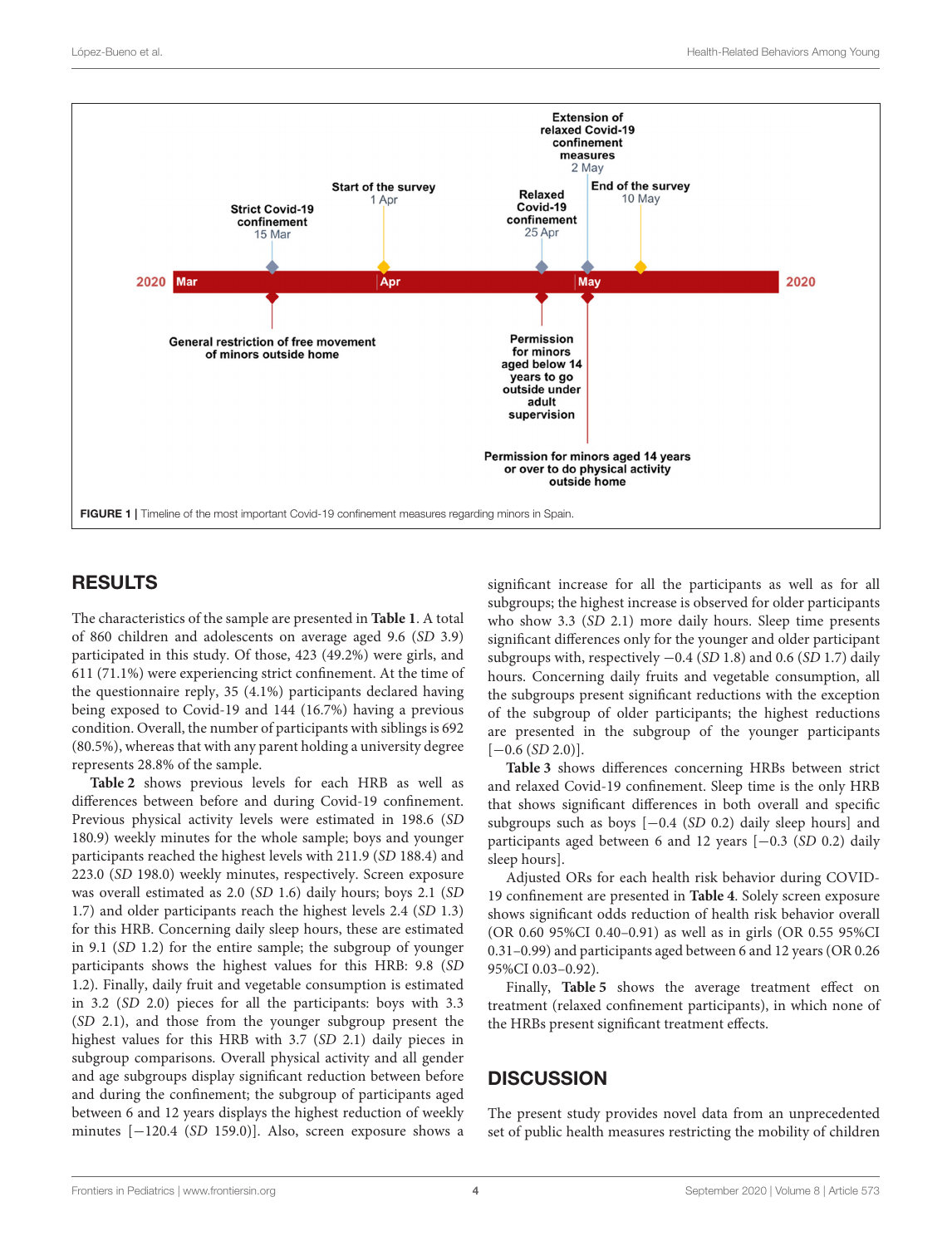FIGURE 1 | Timeline of the most important Covid-19 confinement measures regarding minors in Spain.

## RESULTS

The characteristics of the sample are presented in **Table 1**. A total of 860 children and adolescents on average aged 9.6 (*SD* 3.9) participated in this study. Of those, 423 (49.2%) were girls, and 611 (71.1%) were experiencing strict confinement. At the time of the questionnaire reply, 35 (4.1%) participants declared having being exposed to Covid-19 and 144 (16.7%) having a previous condition. Overall, the number of participants with siblings is 692 (80.5%), whereas that with any parent holding a university degree represents 28.8% of the sample.

**Table 2** shows previous levels for each HRB as well as differences between before and during Covid-19 confinement. Previous physical activity levels were estimated in 198.6 (*SD* 180.9) weekly minutes for the whole sample; boys and younger participants reached the highest levels with 211.9 (*SD* 188.4) and 223.0 (*SD* 198.0) weekly minutes, respectively. Screen exposure was overall estimated as 2.0 (*SD* 1.6) daily hours; boys 2.1 (*SD* 1.7) and older participants reach the highest levels 2.4 (*SD* 1.3) for this HRB. Concerning daily sleep hours, these are estimated in 9.1 (*SD* 1.2) for the entire sample; the subgroup of younger participants shows the highest values for this HRB: 9.8 (*SD* 1.2). Finally, daily fruit and vegetable consumption is estimated in 3.2 (*SD* 2.0) pieces for all the participants: boys with 3.3 (*SD* 2.1), and those from the younger subgroup present the highest values for this HRB with 3.7 (*SD* 2.1) daily pieces in subgroup comparisons. Overall physical activity and all gender and age subgroups display significant reduction between before and during the confinement; the subgroup of participants aged between 6 and 12 years displays the highest reduction of weekly minutes [−120.4 (*SD* 159.0)]. Also, screen exposure shows a significant increase for all the participants as well as for all subgroups; the highest increase is observed for older participants who show 3.3 (*SD* 2.1) more daily hours. Sleep time presents significant differences only for the younger and older participant subgroups with, respectively −0.4 (*SD* 1.8) and 0.6 (*SD* 1.7) daily hours. Concerning daily fruits and vegetable consumption, all the subgroups present significant reductions with the exception of the subgroup of older participants; the highest reductions are presented in the subgroup of the younger participants [−0.6 (*SD* 2.0)].

**Table 3** shows differences concerning HRBs between strict and relaxed Covid-19 confinement. Sleep time is the only HRB that shows significant differences in both overall and specific subgroups such as boys [−0.4 (*SD* 0.2) daily sleep hours] and participants aged between 6 and 12 years [−0.3 (*SD* 0.2) daily sleep hours].

Adjusted ORs for each health risk behavior during COVID-19 confinement are presented in **Table 4**. Solely screen exposure shows significant odds reduction of health risk behavior overall (OR 0.60 95%CI 0.40–0.91) as well as in girls (OR 0.55 95%CI 0.31–0.99) and participants aged between 6 and 12 years (OR 0.26 95%CI 0.03–0.92).

Finally, **Table 5** shows the average treatment effect on treatment (relaxed confinement participants), in which none of the HRBs present significant treatment effects.

## DISCUSSION

The present study provides novel data from an unprecedented set of public health measures restricting the mobility of children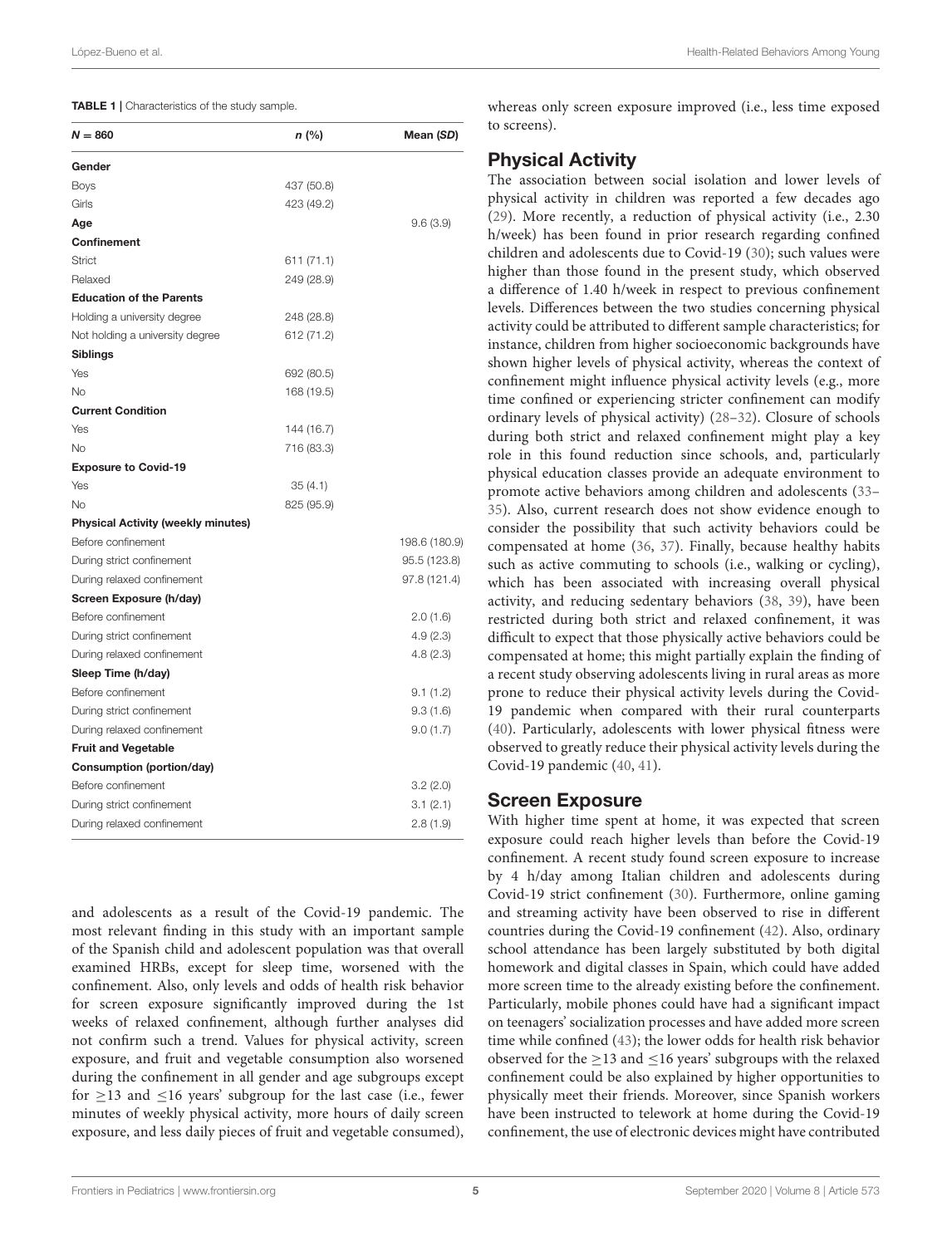**TABLE 1 |** Characteristics of the study sample.

| $N = 860$ | *n* (%) | Mean (*SD*) |
|---|---|---|
| **Gender** | | |
| Boys | 437 (50.8) | |
| Girls | 423 (49.2) | |
| **Age** | | 9.6 (3.9) |
| **Confinement** | | |
| Strict | 611 (71.1) | |
| Relaxed | 249 (28.9) | |
| **Education of the Parents** | | |
| Holding a university degree | 248 (28.8) | |
| Not holding a university degree | 612 (71.2) | |
| **Siblings** | | |
| Yes | 692 (80.5) | |
| No | 168 (19.5) | |
| **Current Condition** | | |
| Yes | 144 (16.7) | |
| No | 716 (83.3) | |
| **Exposure to Covid-19** | | |
| Yes | 35 (4.1) | |
| No | 825 (95.9) | |
| **Physical Activity (weekly minutes)** | | |
| Before confinement | | 198.6 (180.9) |
| During strict confinement | | 95.5 (123.8) |
| During relaxed confinement | | 97.8 (121.4) |
| **Screen Exposure (h/day)** | | |
| Before confinement | | 2.0 (1.6) |
| During strict confinement | | 4.9 (2.3) |
| During relaxed confinement | | 4.8 (2.3) |
| **Sleep Time (h/day)** | | |
| Before confinement | | 9.1 (1.2) |
| During strict confinement | | 9.3 (1.6) |
| During relaxed confinement | | 9.0 (1.7) |
| **Fruit and Vegetable Consumption (portion/day)** | | |
| Before confinement | | 3.2 (2.0) |
| During strict confinement | | 3.1 (2.1) |
| During relaxed confinement | | 2.8 (1.9) |

and adolescents as a result of the Covid-19 pandemic. The most relevant finding in this study with an important sample of the Spanish child and adolescent population was that overall examined HRBs, except for sleep time, worsened with the confinement. Also, only levels and odds of health risk behavior for screen exposure significantly improved during the 1st weeks of relaxed confinement, although further analyses did not confirm such a trend. Values for physical activity, screen exposure, and fruit and vegetable consumption also worsened during the confinement in all gender and age subgroups except for $\geq$13 and $\leq$16 years' subgroup for the last case (i.e., fewer minutes of weekly physical activity, more hours of daily screen exposure, and less daily pieces of fruit and vegetable consumed), whereas only screen exposure improved (i.e., less time exposed to screens).

## Physical Activity

The association between social isolation and lower levels of physical activity in children was reported a few decades ago (29). More recently, a reduction of physical activity (i.e., 2.30 h/week) has been found in prior research regarding confined children and adolescents due to Covid-19 (30); such values were higher than those found in the present study, which observed a difference of 1.40 h/week in respect to previous confinement levels. Differences between the two studies concerning physical activity could be attributed to different sample characteristics; for instance, children from higher socioeconomic backgrounds have shown higher levels of physical activity, whereas the context of confinement might influence physical activity levels (e.g., more time confined or experiencing stricter confinement can modify ordinary levels of physical activity) (28–32). Closure of schools during both strict and relaxed confinement might play a key role in this found reduction since schools, and, particularly physical education classes provide an adequate environment to promote active behaviors among children and adolescents (33–35). Also, current research does not show evidence enough to consider the possibility that such activity behaviors could be compensated at home (36, 37). Finally, because healthy habits such as active commuting to schools (i.e., walking or cycling), which has been associated with increasing overall physical activity, and reducing sedentary behaviors (38, 39), have been restricted during both strict and relaxed confinement, it was difficult to expect that those physically active behaviors could be compensated at home; this might partially explain the finding of a recent study observing adolescents living in rural areas as more prone to reduce their physical activity levels during the Covid-19 pandemic when compared with their rural counterparts (40). Particularly, adolescents with lower physical fitness were observed to greatly reduce their physical activity levels during the Covid-19 pandemic (40, 41).

## Screen Exposure

With higher time spent at home, it was expected that screen exposure could reach higher levels than before the Covid-19 confinement. A recent study found screen exposure to increase by 4 h/day among Italian children and adolescents during Covid-19 strict confinement (30). Furthermore, online gaming and streaming activity have been observed to rise in different countries during the Covid-19 confinement (42). Also, ordinary school attendance has been largely substituted by both digital homework and digital classes in Spain, which could have added more screen time to the already existing before the confinement. Particularly, mobile phones could have had a significant impact on teenagers' socialization processes and have added more screen time while confined (43); the lower odds for health risk behavior observed for the $\geq$13 and $\leq$16 years' subgroups with the relaxed confinement could be also explained by higher opportunities to physically meet their friends. Moreover, since Spanish workers have been instructed to telework at home during the Covid-19 confinement, the use of electronic devices might have contributed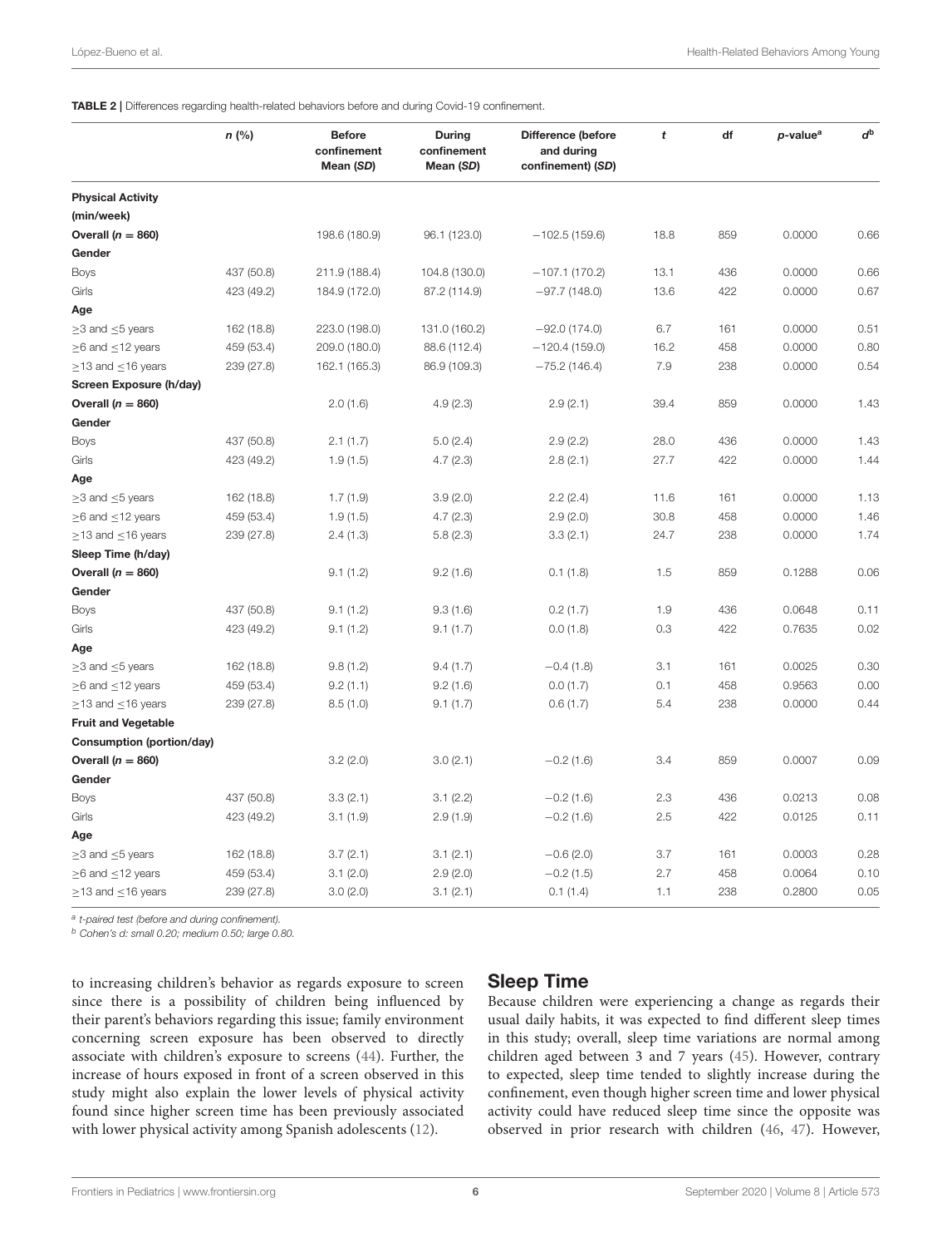**TABLE 2** | Differences regarding health-related behaviors before and during Covid-19 confinement.

| | n (%) | Before confinement Mean (SD) | During confinement Mean (SD) | Difference (before and during confinement) (SD) | t | df | p-value[a] | d[b] |
|---|---|---|---|---|---|---|---|---|
| **Physical Activity (min/week)** | | | | | | | | |
| **Overall (n = 860)** | | 198.6 (180.9) | 96.1 (123.0) | −102.5 (159.6) | 18.8 | 859 | 0.0000 | 0.66 |
| **Gender** | | | | | | | | |
| Boys | 437 (50.8) | 211.9 (188.4) | 104.8 (130.0) | −107.1 (170.2) | 13.1 | 436 | 0.0000 | 0.66 |
| Girls | 423 (49.2) | 184.9 (172.0) | 87.2 (114.9) | −97.7 (148.0) | 13.6 | 422 | 0.0000 | 0.67 |
| **Age** | | | | | | | | |
| ≥3 and ≤5 years | 162 (18.8) | 223.0 (198.0) | 131.0 (160.2) | −92.0 (174.0) | 6.7 | 161 | 0.0000 | 0.51 |
| ≥6 and ≤12 years | 459 (53.4) | 209.0 (180.0) | 88.6 (112.4) | −120.4 (159.0) | 16.2 | 458 | 0.0000 | 0.80 |
| ≥13 and ≤16 years | 239 (27.8) | 162.1 (165.3) | 86.9 (109.3) | −75.2 (146.4) | 7.9 | 238 | 0.0000 | 0.54 |
| **Screen Exposure (h/day)** | | | | | | | | |
| **Overall (n = 860)** | | 2.0 (1.6) | 4.9 (2.3) | 2.9 (2.1) | 39.4 | 859 | 0.0000 | 1.43 |
| **Gender** | | | | | | | | |
| Boys | 437 (50.8) | 2.1 (1.7) | 5.0 (2.4) | 2.9 (2.2) | 28.0 | 436 | 0.0000 | 1.43 |
| Girls | 423 (49.2) | 1.9 (1.5) | 4.7 (2.3) | 2.8 (2.1) | 27.7 | 422 | 0.0000 | 1.44 |
| **Age** | | | | | | | | |
| ≥3 and ≤5 years | 162 (18.8) | 1.7 (1.9) | 3.9 (2.0) | 2.2 (2.4) | 11.6 | 161 | 0.0000 | 1.13 |
| ≥6 and ≤12 years | 459 (53.4) | 1.9 (1.5) | 4.7 (2.3) | 2.9 (2.0) | 30.8 | 458 | 0.0000 | 1.46 |
| ≥13 and ≤16 years | 239 (27.8) | 2.4 (1.3) | 5.8 (2.3) | 3.3 (2.1) | 24.7 | 238 | 0.0000 | 1.74 |
| **Sleep Time (h/day)** | | | | | | | | |
| **Overall (n = 860)** | | 9.1 (1.2) | 9.2 (1.6) | 0.1 (1.8) | 1.5 | 859 | 0.1288 | 0.06 |
| **Gender** | | | | | | | | |
| Boys | 437 (50.8) | 9.1 (1.2) | 9.3 (1.6) | 0.2 (1.7) | 1.9 | 436 | 0.0648 | 0.11 |
| Girls | 423 (49.2) | 9.1 (1.2) | 9.1 (1.7) | 0.0 (1.8) | 0.3 | 422 | 0.7635 | 0.02 |
| **Age** | | | | | | | | |
| ≥3 and ≤5 years | 162 (18.8) | 9.8 (1.2) | 9.4 (1.7) | −0.4 (1.8) | 3.1 | 161 | 0.0025 | 0.30 |
| ≥6 and ≤12 years | 459 (53.4) | 9.2 (1.1) | 9.2 (1.6) | 0.0 (1.7) | 0.1 | 458 | 0.9563 | 0.00 |
| ≥13 and ≤16 years | 239 (27.8) | 8.5 (1.0) | 9.1 (1.7) | 0.6 (1.7) | 5.4 | 238 | 0.0000 | 0.44 |
| **Fruit and Vegetable Consumption (portion/day)** | | | | | | | | |
| **Overall (n = 860)** | | 3.2 (2.0) | 3.0 (2.1) | −0.2 (1.6) | 3.4 | 859 | 0.0007 | 0.09 |
| **Gender** | | | | | | | | |
| Boys | 437 (50.8) | 3.3 (2.1) | 3.1 (2.2) | −0.2 (1.6) | 2.3 | 436 | 0.0213 | 0.08 |
| Girls | 423 (49.2) | 3.1 (1.9) | 2.9 (1.9) | −0.2 (1.6) | 2.5 | 422 | 0.0125 | 0.11 |
| **Age** | | | | | | | | |
| ≥3 and ≤5 years | 162 (18.8) | 3.7 (2.1) | 3.1 (2.1) | −0.6 (2.0) | 3.7 | 161 | 0.0003 | 0.28 |
| ≥6 and ≤12 years | 459 (53.4) | 3.1 (2.0) | 2.9 (2.0) | −0.2 (1.5) | 2.7 | 458 | 0.0064 | 0.10 |
| ≥13 and ≤16 years | 239 (27.8) | 3.0 (2.0) | 3.1 (2.1) | 0.1 (1.4) | 1.1 | 238 | 0.2800 | 0.05 |

[a] t-paired test (before and during confinement).
[b] Cohen's d: small 0.20; medium 0.50; large 0.80.

to increasing children's behavior as regards exposure to screen since there is a possibility of children being influenced by their parent's behaviors regarding this issue; family environment concerning screen exposure has been observed to directly associate with children's exposure to screens (44). Further, the increase of hours exposed in front of a screen observed in this study might also explain the lower levels of physical activity found since higher screen time has been previously associated with lower physical activity among Spanish adolescents (12).

## Sleep Time

Because children were experiencing a change as regards their usual daily habits, it was expected to find different sleep times in this study; overall, sleep time variations are normal among children aged between 3 and 7 years (45). However, contrary to expected, sleep time tended to slightly increase during the confinement, even though higher screen time and lower physical activity could have reduced sleep time since the opposite was observed in prior research with children (46, 47). However,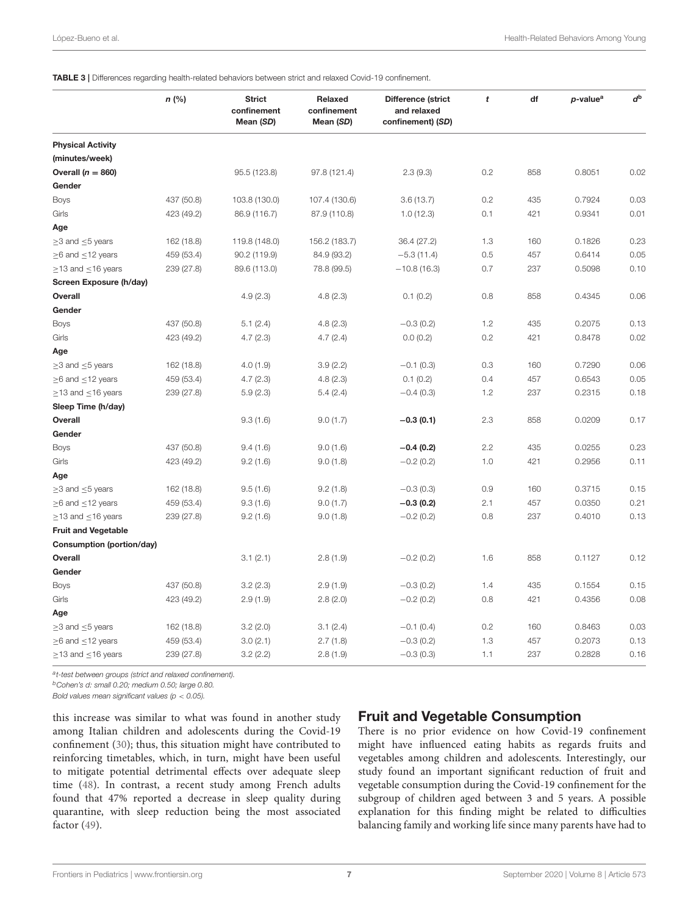**TABLE 3 |** Differences regarding health-related behaviors between strict and relaxed Covid-19 confinement.

| | *n* (%) | Strict confinement Mean (*SD*) | Relaxed confinement Mean (*SD*) | Difference (strict and relaxed confinement) (*SD*) | *t* | df | *p*-value[a] | *d*[b] |
|---|---|---|---|---|---|---|---|---|
| **Physical Activity (minutes/week)** | | | | | | | | |
| **Overall (*n* = 860)** | | 95.5 (123.8) | 97.8 (121.4) | 2.3 (9.3) | 0.2 | 858 | 0.8051 | 0.02 |
| **Gender** | | | | | | | | |
| Boys | 437 (50.8) | 103.8 (130.0) | 107.4 (130.6) | 3.6 (13.7) | 0.2 | 435 | 0.7924 | 0.03 |
| Girls | 423 (49.2) | 86.9 (116.7) | 87.9 (110.8) | 1.0 (12.3) | 0.1 | 421 | 0.9341 | 0.01 |
| **Age** | | | | | | | | |
| ≥3 and ≤5 years | 162 (18.8) | 119.8 (148.0) | 156.2 (183.7) | 36.4 (27.2) | 1.3 | 160 | 0.1826 | 0.23 |
| ≥6 and ≤12 years | 459 (53.4) | 90.2 (119.9) | 84.9 (93.2) | −5.3 (11.4) | 0.5 | 457 | 0.6414 | 0.05 |
| ≥13 and ≤16 years | 239 (27.8) | 89.6 (113.0) | 78.8 (99.5) | −10.8 (16.3) | 0.7 | 237 | 0.5098 | 0.10 |
| **Screen Exposure (h/day)** | | | | | | | | |
| **Overall** | | 4.9 (2.3) | 4.8 (2.3) | 0.1 (0.2) | 0.8 | 858 | 0.4345 | 0.06 |
| **Gender** | | | | | | | | |
| Boys | 437 (50.8) | 5.1 (2.4) | 4.8 (2.3) | −0.3 (0.2) | 1.2 | 435 | 0.2075 | 0.13 |
| Girls | 423 (49.2) | 4.7 (2.3) | 4.7 (2.4) | 0.0 (0.2) | 0.2 | 421 | 0.8478 | 0.02 |
| **Age** | | | | | | | | |
| ≥3 and ≤5 years | 162 (18.8) | 4.0 (1.9) | 3.9 (2.2) | −0.1 (0.3) | 0.3 | 160 | 0.7290 | 0.06 |
| ≥6 and ≤12 years | 459 (53.4) | 4.7 (2.3) | 4.8 (2.3) | 0.1 (0.2) | 0.4 | 457 | 0.6543 | 0.05 |
| ≥13 and ≤16 years | 239 (27.8) | 5.9 (2.3) | 5.4 (2.4) | −0.4 (0.3) | 1.2 | 237 | 0.2315 | 0.18 |
| **Sleep Time (h/day)** | | | | | | | | |
| **Overall** | | 9.3 (1.6) | 9.0 (1.7) | **−0.3 (0.1)** | 2.3 | 858 | 0.0209 | 0.17 |
| **Gender** | | | | | | | | |
| Boys | 437 (50.8) | 9.4 (1.6) | 9.0 (1.6) | **−0.4 (0.2)** | 2.2 | 435 | 0.0255 | 0.23 |
| Girls | 423 (49.2) | 9.2 (1.6) | 9.0 (1.8) | −0.2 (0.2) | 1.0 | 421 | 0.2956 | 0.11 |
| **Age** | | | | | | | | |
| ≥3 and ≤5 years | 162 (18.8) | 9.5 (1.6) | 9.2 (1.8) | −0.3 (0.3) | 0.9 | 160 | 0.3715 | 0.15 |
| ≥6 and ≤12 years | 459 (53.4) | 9.3 (1.6) | 9.0 (1.7) | **−0.3 (0.2)** | 2.1 | 457 | 0.0350 | 0.21 |
| ≥13 and ≤16 years | 239 (27.8) | 9.2 (1.6) | 9.0 (1.8) | −0.2 (0.2) | 0.8 | 237 | 0.4010 | 0.13 |
| **Fruit and Vegetable Consumption (portion/day)** | | | | | | | | |
| **Overall** | | 3.1 (2.1) | 2.8 (1.9) | −0.2 (0.2) | 1.6 | 858 | 0.1127 | 0.12 |
| **Gender** | | | | | | | | |
| Boys | 437 (50.8) | 3.2 (2.3) | 2.9 (1.9) | −0.3 (0.2) | 1.4 | 435 | 0.1554 | 0.15 |
| Girls | 423 (49.2) | 2.9 (1.9) | 2.8 (2.0) | −0.2 (0.2) | 0.8 | 421 | 0.4356 | 0.08 |
| **Age** | | | | | | | | |
| ≥3 and ≤5 years | 162 (18.8) | 3.2 (2.0) | 3.1 (2.4) | −0.1 (0.4) | 0.2 | 160 | 0.8463 | 0.03 |
| ≥6 and ≤12 years | 459 (53.4) | 3.0 (2.1) | 2.7 (1.8) | −0.3 (0.2) | 1.3 | 457 | 0.2073 | 0.13 |
| ≥13 and ≤16 years | 239 (27.8) | 3.2 (2.2) | 2.8 (1.9) | −0.3 (0.3) | 1.1 | 237 | 0.2828 | 0.16 |

[a]*t-test between groups (strict and relaxed confinement).*
[b]*Cohen's d: small 0.20; medium 0.50; large 0.80.*
*Bold values mean significant values ($p < 0.05$).*

this increase was similar to what was found in another study among Italian children and adolescents during the Covid-19 confinement (30); thus, this situation might have contributed to reinforcing timetables, which, in turn, might have been useful to mitigate potential detrimental effects over adequate sleep time (48). In contrast, a recent study among French adults found that 47% reported a decrease in sleep quality during quarantine, with sleep reduction being the most associated factor (49).

## Fruit and Vegetable Consumption

There is no prior evidence on how Covid-19 confinement might have influenced eating habits as regards fruits and vegetables among children and adolescents. Interestingly, our study found an important significant reduction of fruit and vegetable consumption during the Covid-19 confinement for the subgroup of children aged between 3 and 5 years. A possible explanation for this finding might be related to difficulties balancing family and working life since many parents have had to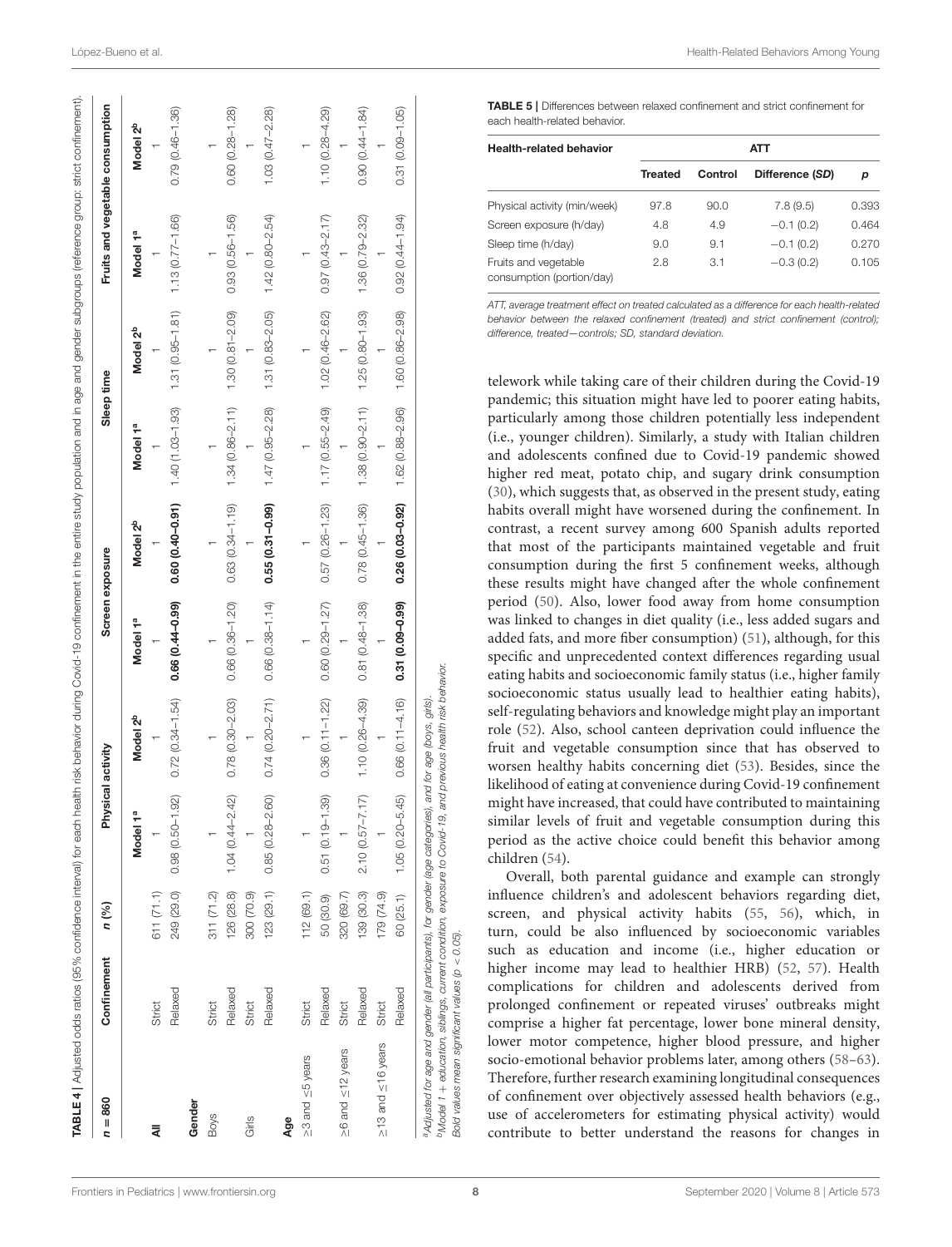**TABLE 4 |** Adjusted odds ratios (95% confidence interval) for each health risk behavior during Covid-19 confinement in the entire study population and in age and gender subgroups (reference group: strict confinement).

| n = 860 | Confinement | n (%) | Physical activity | | Screen exposure | | Sleep time | | Fruits and vegetable consumption | |
|---|---|---|---|---|---|---|---|---|---|---|
| | | | Model 1[a] | Model 2[b] | Model 1[a] | Model 2[b] | Model 1[a] | Model 2[b] | Model 1[a] | Model 2[b] |
| All | Strict | 611 (71.1) | 1 | 1 | 1 | 1 | 1 | 1 | 1 | 1 |
| | Relaxed | 249 (29.0) | 0.98 (0.50–1.92) | 0.72 (0.34–1.54) | **0.66 (0.44–0.99)** | **0.60 (0.40–0.91)** | 1.40 (1.03–1.93) | 1.31 (0.95–1.81) | 1.13 (0.77–1.66) | 0.79 (0.46–1.36) |
| **Gender** | | | | | | | | | | |
| Boys | Strict | 311 (71.2) | 1 | 1 | 1 | 1 | 1 | 1 | 1 | 1 |
| | Relaxed | 126 (28.8) | 1.04 (0.44–2.42) | 0.78 (0.30–2.03) | 0.66 (0.36–1.20) | 0.63 (0.34–1.19) | 1.34 (0.86–2.11) | 1.30 (0.81–2.09) | 0.93 (0.56–1.56) | 0.60 (0.28–1.28) |
| Girls | Strict | 300 (70.9) | 1 | 1 | 1 | 1 | 1 | 1 | 1 | 1 |
| | Relaxed | 123 (29.1) | 0.85 (0.28–2.60) | 0.74 (0.20–2.71) | 0.66 (0.38–1.14) | **0.55 (0.31–0.99)** | 1.47 (0.95–2.28) | 1.31 (0.83–2.05) | 1.42 (0.80–2.54) | 1.03 (0.47–2.28) |
| **Age** | | | | | | | | | | |
| ≥3 and ≤5 years | Strict | 112 (69.1) | 1 | 1 | 1 | 1 | 1 | 1 | 1 | 1 |
| | Relaxed | 50 (30.9) | 0.51 (0.19–1.39) | 0.36 (0.11–1.22) | 0.60 (0.29–1.27) | 0.57 (0.26–1.23) | 1.17 (0.55–2.49) | 1.02 (0.46–2.62) | 0.97 (0.43–2.17) | 1.10 (0.28–4.29) |
| ≥6 and ≤12 years | Strict | 320 (69.7) | 1 | 1 | 1 | 1 | 1 | 1 | 1 | 1 |
| | Relaxed | 139 (30.3) | 2.10 (0.57–7.17) | 1.10 (0.26–4.39) | 0.81 (0.48–1.38) | 0.78 (0.45–1.36) | 1.38 (0.90–2.11) | 1.25 (0.80–1.93) | 1.36 (0.79–2.32) | 0.90 (0.44–1.84) |
| ≥13 and ≤16 years | Strict | 179 (74.9) | 1 | 1 | 1 | 1 | 1 | 1 | 1 | 1 |
| | Relaxed | 60 (25.1) | 1.05 (0.20–5.45) | 0.66 (0.11–4.16) | **0.31 (0.09–0.99)** | **0.26 (0.03–0.92)** | 1.62 (0.88–2.96) | 1.60 (0.86–2.98) | 0.92 (0.44–1.94) | 0.31 (0.09–1.05) |

[a]Adjusted for age and gender (all participants), for gender (age categories), and for age (boys, girls).
[b]Model 1 + education, siblings, current condition, exposure to Covid-19, and previous health risk behavior.
Bold values mean significant values ($p < 0.05$).

**TABLE 5 |** Differences between relaxed confinement and strict confinement for each health-related behavior.

| Health-related behavior | ATT | | | |
|---|---|---|---|---|
| | Treated | Control | Difference (SD) | p |
| Physical activity (min/week) | 97.8 | 90.0 | 7.8 (9.5) | 0.393 |
| Screen exposure (h/day) | 4.8 | 4.9 | −0.1 (0.2) | 0.464 |
| Sleep time (h/day) | 9.0 | 9.1 | −0.1 (0.2) | 0.270 |
| Fruits and vegetable consumption (portion/day) | 2.8 | 3.1 | −0.3 (0.2) | 0.105 |

*ATT, average treatment effect on treated calculated as a difference for each health-related behavior between the relaxed confinement (treated) and strict confinement (control); difference, treated—controls; SD, standard deviation.*

telework while taking care of their children during the Covid-19 pandemic; this situation might have led to poorer eating habits, particularly among those children potentially less independent (i.e., younger children). Similarly, a study with Italian children and adolescents confined due to Covid-19 pandemic showed higher red meat, potato chip, and sugary drink consumption (30), which suggests that, as observed in the present study, eating habits overall might have worsened during the confinement. In contrast, a recent survey among 600 Spanish adults reported that most of the participants maintained vegetable and fruit consumption during the first 5 confinement weeks, although these results might have changed after the whole confinement period (50). Also, lower food away from home consumption was linked to changes in diet quality (i.e., less added sugars and added fats, and more fiber consumption) (51), although, for this specific and unprecedented context differences regarding usual eating habits and socioeconomic family status (i.e., higher family socioeconomic status usually lead to healthier eating habits), self-regulating behaviors and knowledge might play an important role (52). Also, school canteen deprivation could influence the fruit and vegetable consumption since that has observed to worsen healthy habits concerning diet (53). Besides, since the likelihood of eating at convenience during Covid-19 confinement might have increased, that could have contributed to maintaining similar levels of fruit and vegetable consumption during this period as the active choice could benefit this behavior among children (54).

Overall, both parental guidance and example can strongly influence children's and adolescent behaviors regarding diet, screen, and physical activity habits (55, 56), which, in turn, could be also influenced by socioeconomic variables such as education and income (i.e., higher education or higher income may lead to healthier HRB) (52, 57). Health complications for children and adolescents derived from prolonged confinement or repeated viruses' outbreaks might comprise a higher fat percentage, lower bone mineral density, lower motor competence, higher blood pressure, and higher socio-emotional behavior problems later, among others (58–63). Therefore, further research examining longitudinal consequences of confinement over objectively assessed health behaviors (e.g., use of accelerometers for estimating physical activity) would contribute to better understand the reasons for changes in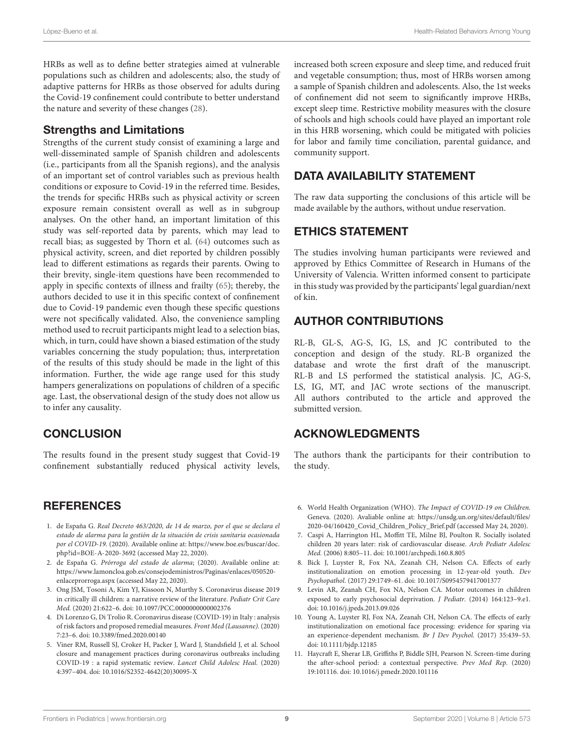HRBs as well as to define better strategies aimed at vulnerable populations such as children and adolescents; also, the study of adaptive patterns for HRBs as those observed for adults during the Covid-19 confinement could contribute to better understand the nature and severity of these changes (28).

### Strengths and Limitations

Strengths of the current study consist of examining a large and well-disseminated sample of Spanish children and adolescents (i.e., participants from all the Spanish regions), and the analysis of an important set of control variables such as previous health conditions or exposure to Covid-19 in the referred time. Besides, the trends for specific HRBs such as physical activity or screen exposure remain consistent overall as well as in subgroup analyses. On the other hand, an important limitation of this study was self-reported data by parents, which may lead to recall bias; as suggested by Thorn et al. (64) outcomes such as physical activity, screen, and diet reported by children possibly lead to different estimations as regards their parents. Owing to their brevity, single-item questions have been recommended to apply in specific contexts of illness and frailty (65); thereby, the authors decided to use it in this specific context of confinement due to Covid-19 pandemic even though these specific questions were not specifically validated. Also, the convenience sampling method used to recruit participants might lead to a selection bias, which, in turn, could have shown a biased estimation of the study variables concerning the study population; thus, interpretation of the results of this study should be made in the light of this information. Further, the wide age range used for this study hampers generalizations on populations of children of a specific age. Last, the observational design of the study does not allow us to infer any causality.

## CONCLUSION

The results found in the present study suggest that Covid-19 confinement substantially reduced physical activity levels, increased both screen exposure and sleep time, and reduced fruit and vegetable consumption; thus, most of HRBs worsen among a sample of Spanish children and adolescents. Also, the 1st weeks of confinement did not seem to significantly improve HRBs, except sleep time. Restrictive mobility measures with the closure of schools and high schools could have played an important role in this HRB worsening, which could be mitigated with policies for labor and family time conciliation, parental guidance, and community support.

## DATA AVAILABILITY STATEMENT

The raw data supporting the conclusions of this article will be made available by the authors, without undue reservation.

## ETHICS STATEMENT

The studies involving human participants were reviewed and approved by Ethics Committee of Research in Humans of the University of Valencia. Written informed consent to participate in this study was provided by the participants' legal guardian/next of kin.

## AUTHOR CONTRIBUTIONS

RL-B, GL-S, AG-S, IG, LS, and JC contributed to the conception and design of the study. RL-B organized the database and wrote the first draft of the manuscript. RL-B and LS performed the statistical analysis. JC, AG-S, LS, IG, MT, and JAC wrote sections of the manuscript. All authors contributed to the article and approved the submitted version.

## ACKNOWLEDGMENTS

The authors thank the participants for their contribution to the study.

## REFERENCES

1. de España G. *Real Decreto 463/2020, de 14 de marzo, por el que se declara el estado de alarma para la gestión de la situación de crisis sanitaria ocasionada por el COVID-19.* (2020). Available online at: https://www.boe.es/buscar/doc.php?id=BOE-A-2020-3692 (accessed May 22, 2020).
2. de España G. *Prórroga del estado de alarma*; (2020). Available online at: https://www.lamoncloa.gob.es/consejodeministros/Paginas/enlaces/050520-enlaceprorroga.aspx (accessed May 22, 2020).
3. Ong JSM, Tosoni A, Kim YJ, Kissoon N, Murthy S. Coronavirus disease 2019 in critically ill children: a narrative review of the literature. *Pediatr Crit Care Med.* (2020) 21:622–6. doi: 10.1097/PCC.0000000000002376
4. Di Lorenzo G, Di Trolio R. Coronavirus disease (COVID-19) in Italy : analysis of risk factors and proposed remedial measures. *Front Med (Lausanne).* (2020) 7:23–6. doi: 10.3389/fmed.2020.00140
5. Viner RM, Russell SJ, Croker H, Packer J, Ward J, Standsfield J, et al. School closure and management practices during coronavirus outbreaks including COVID-19 : a rapid systematic review. *Lancet Child Adolesc Heal.* (2020) 4:397–404. doi: 10.1016/S2352-4642(20)30095-X
6. World Health Organization (WHO). *The Impact of COVID-19 on Children.* Geneva. (2020). Avaliable online at: https://unsdg.un.org/sites/default/files/2020-04/160420_Covid_Children_Policy_Brief.pdf (accessed May 24, 2020).
7. Caspi A, Harrington HL, Moffitt TE, Milne BJ, Poulton R. Socially isolated children 20 years later: risk of cardiovascular disease. *Arch Pediatr Adolesc Med.* (2006) 8:805–11. doi: 10.1001/archpedi.160.8.805
8. Bick J, Luyster R, Fox NA, Zeanah CH, Nelson CA. Effects of early institutionalization on emotion processing in 12-year-old youth. *Dev Psychopathol.* (2017) 29:1749–61. doi: 10.1017/S0954579417001377
9. Levin AR, Zeanah CH, Fox NA, Nelson CA. Motor outcomes in children exposed to early psychosocial deprivation. *J Pediatr.* (2014) 164:123–9.e1. doi: 10.1016/j.jpeds.2013.09.026
10. Young A, Luyster RJ, Fox NA, Zeanah CH, Nelson CA. The effects of early institutionalization on emotional face processing: evidence for sparing via an experience-dependent mechanism. *Br J Dev Psychol.* (2017) 35:439–53. doi: 10.1111/bjdp.12185
11. Haycraft E, Sherar LB, Griffiths P, Biddle SJH, Pearson N. Screen-time during the after-school period: a contextual perspective. *Prev Med Rep.* (2020) 19:101116. doi: 10.1016/j.pmedr.2020.101116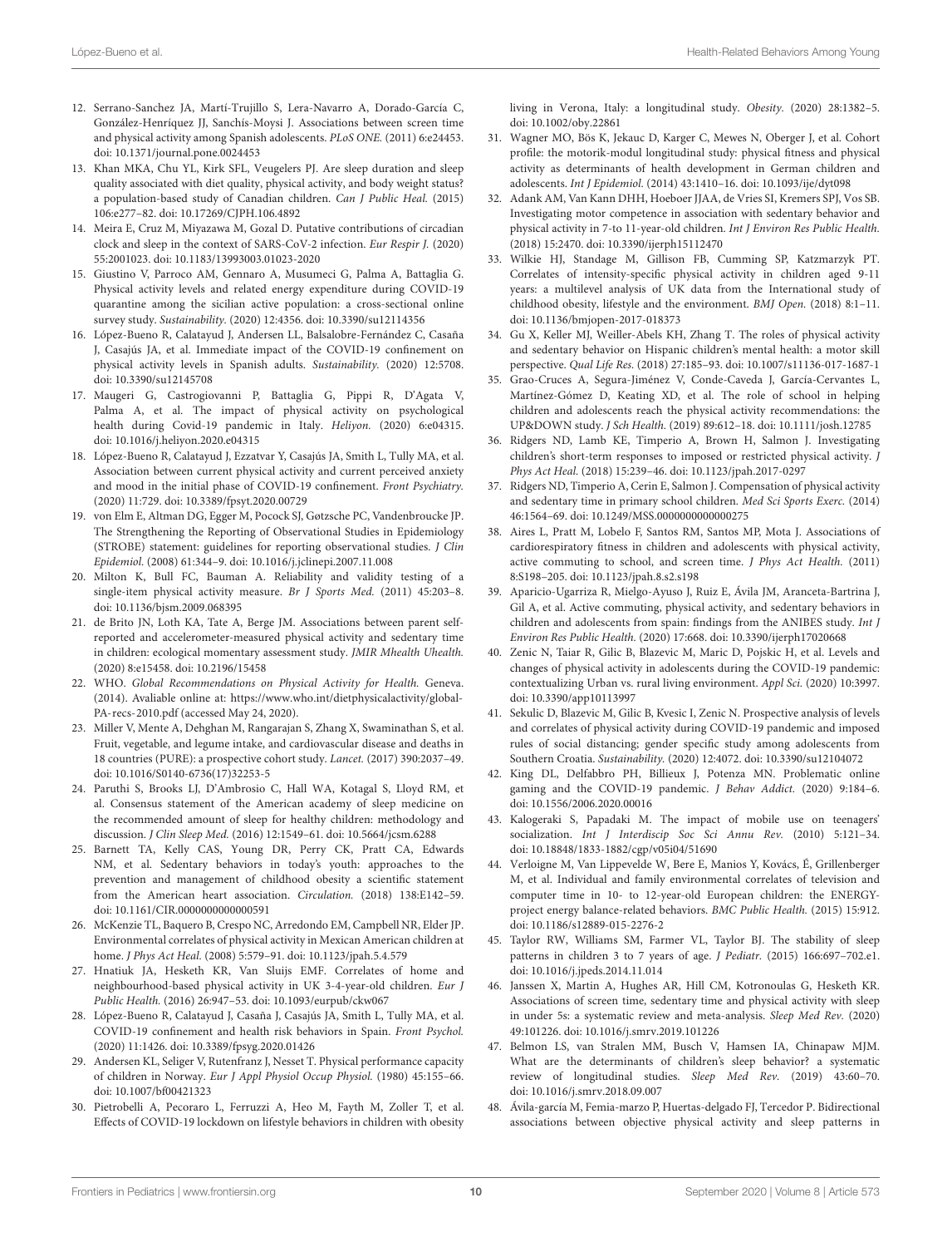12. Serrano-Sanchez JA, Martí-Trujillo S, Lera-Navarro A, Dorado-García C, González-Henríquez JJ, Sanchís-Moysi J. Associations between screen time and physical activity among Spanish adolescents. *PLoS ONE.* (2011) 6:e24453. doi: 10.1371/journal.pone.0024453
13. Khan MKA, Chu YL, Kirk SFL, Veugelers PJ. Are sleep duration and sleep quality associated with diet quality, physical activity, and body weight status? a population-based study of Canadian children. *Can J Public Heal.* (2015) 106:e277–82. doi: 10.17269/CJPH.106.4892
14. Meira E, Cruz M, Miyazawa M, Gozal D. Putative contributions of circadian clock and sleep in the context of SARS-CoV-2 infection. *Eur Respir J.* (2020) 55:2001023. doi: 10.1183/13993003.01023-2020
15. Giustino V, Parroco AM, Gennaro A, Musumeci G, Palma A, Battaglia G. Physical activity levels and related energy expenditure during COVID-19 quarantine among the sicilian active population: a cross-sectional online survey study. *Sustainability.* (2020) 12:4356. doi: 10.3390/su12114356
16. López-Bueno R, Calatayud J, Andersen LL, Balsalobre-Fernández C, Casaña J, Casajús JA, et al. Immediate impact of the COVID-19 confinement on physical activity levels in Spanish adults. *Sustainability.* (2020) 12:5708. doi: 10.3390/su12145708
17. Maugeri G, Castrogiovanni P, Battaglia G, Pippi R, D'Agata V, Palma A, et al. The impact of physical activity on psychological health during Covid-19 pandemic in Italy. *Heliyon.* (2020) 6:e04315. doi: 10.1016/j.heliyon.2020.e04315
18. López-Bueno R, Calatayud J, Ezzatvar Y, Casajús JA, Smith L, Tully MA, et al. Association between current physical activity and current perceived anxiety and mood in the initial phase of COVID-19 confinement. *Front Psychiatry.* (2020) 11:729. doi: 10.3389/fpsyt.2020.00729
19. von Elm E, Altman DG, Egger M, Pocock SJ, Gøtzsche PC, Vandenbroucke JP. The Strengthening the Reporting of Observational Studies in Epidemiology (STROBE) statement: guidelines for reporting observational studies. *J Clin Epidemiol.* (2008) 61:344–9. doi: 10.1016/j.jclinepi.2007.11.008
20. Milton K, Bull FC, Bauman A. Reliability and validity testing of a single-item physical activity measure. *Br J Sports Med.* (2011) 45:203–8. doi: 10.1136/bjsm.2009.068395
21. de Brito JN, Loth KA, Tate A, Berge JM. Associations between parent self-reported and accelerometer-measured physical activity and sedentary time in children: ecological momentary assessment study. *JMIR Mhealth Uhealth.* (2020) 8:e15458. doi: 10.2196/15458
22. WHO. *Global Recommendations on Physical Activity for Health.* Geneva. (2014). Avaliable online at: https://www.who.int/dietphysicalactivity/global-PA-recs-2010.pdf (accessed May 24, 2020).
23. Miller V, Mente A, Dehghan M, Rangarajan S, Zhang X, Swaminathan S, et al. Fruit, vegetable, and legume intake, and cardiovascular disease and deaths in 18 countries (PURE): a prospective cohort study. *Lancet.* (2017) 390:2037–49. doi: 10.1016/S0140-6736(17)32253-5
24. Paruthi S, Brooks LJ, D'Ambrosio C, Hall WA, Kotagal S, Lloyd RM, et al. Consensus statement of the American academy of sleep medicine on the recommended amount of sleep for healthy children: methodology and discussion. *J Clin Sleep Med.* (2016) 12:1549–61. doi: 10.5664/jcsm.6288
25. Barnett TA, Kelly CAS, Young DR, Perry CK, Pratt CA, Edwards NM, et al. Sedentary behaviors in today's youth: approaches to the prevention and management of childhood obesity a scientific statement from the American heart association. *Circulation.* (2018) 138:E142–59. doi: 10.1161/CIR.0000000000000591
26. McKenzie TL, Baquero B, Crespo NC, Arredondo EM, Campbell NR, Elder JP. Environmental correlates of physical activity in Mexican American children at home. *J Phys Act Heal.* (2008) 5:579–91. doi: 10.1123/jpah.5.4.579
27. Hnatiuk JA, Hesketh KR, Van Sluijs EMF. Correlates of home and neighbourhood-based physical activity in UK 3-4-year-old children. *Eur J Public Health.* (2016) 26:947–53. doi: 10.1093/eurpub/ckw067
28. López-Bueno R, Calatayud J, Casaña J, Casajús JA, Smith L, Tully MA, et al. COVID-19 confinement and health risk behaviors in Spain. *Front Psychol.* (2020) 11:1426. doi: 10.3389/fpsyg.2020.01426
29. Andersen KL, Seliger V, Rutenfranz J, Nesset T. Physical performance capacity of children in Norway. *Eur J Appl Physiol Occup Physiol.* (1980) 45:155–66. doi: 10.1007/bf00421323
30. Pietrobelli A, Pecoraro L, Ferruzzi A, Heo M, Fayth M, Zoller T, et al. Effects of COVID-19 lockdown on lifestyle behaviors in children with obesity living in Verona, Italy: a longitudinal study. *Obesity.* (2020) 28:1382–5. doi: 10.1002/oby.22861
31. Wagner MO, Bös K, Jekauc D, Karger C, Mewes N, Oberger J, et al. Cohort profile: the motorik-modul longitudinal study: physical fitness and physical activity as determinants of health development in German children and adolescents. *Int J Epidemiol.* (2014) 43:1410–16. doi: 10.1093/ije/dyt098
32. Adank AM, Van Kann DHH, Hoeboer JJAA, de Vries SI, Kremers SPJ, Vos SB. Investigating motor competence in association with sedentary behavior and physical activity in 7-to 11-year-old children. *Int J Environ Res Public Health.* (2018) 15:2470. doi: 10.3390/ijerph15112470
33. Wilkie HJ, Standage M, Gillison FB, Cumming SP, Katzmarzyk PT. Correlates of intensity-specific physical activity in children aged 9-11 years: a multilevel analysis of UK data from the International study of childhood obesity, lifestyle and the environment. *BMJ Open.* (2018) 8:1–11. doi: 10.1136/bmjopen-2017-018373
34. Gu X, Keller MJ, Weiller-Abels KH, Zhang T. The roles of physical activity and sedentary behavior on Hispanic children's mental health: a motor skill perspective. *Qual Life Res.* (2018) 27:185–93. doi: 10.1007/s11136-017-1687-1
35. Grao-Cruces A, Segura-Jiménez V, Conde-Caveda J, García-Cervantes L, Martínez-Gómez D, Keating XD, et al. The role of school in helping children and adolescents reach the physical activity recommendations: the UP&DOWN study. *J Sch Health.* (2019) 89:612–18. doi: 10.1111/josh.12785
36. Ridgers ND, Lamb KE, Timperio A, Brown H, Salmon J. Investigating children's short-term responses to imposed or restricted physical activity. *J Phys Act Heal.* (2018) 15:239–46. doi: 10.1123/jpah.2017-0297
37. Ridgers ND, Timperio A, Cerin E, Salmon J. Compensation of physical activity and sedentary time in primary school children. *Med Sci Sports Exerc.* (2014) 46:1564–69. doi: 10.1249/MSS.0000000000000275
38. Aires L, Pratt M, Lobelo F, Santos RM, Santos MP, Mota J. Associations of cardiorespiratory fitness in children and adolescents with physical activity, active commuting to school, and screen time. *J Phys Act Health.* (2011) 8:S198–205. doi: 10.1123/jpah.8.s2.s198
39. Aparicio-Ugarriza R, Mielgo-Ayuso J, Ruiz E, Ávila JM, Aranceta-Bartrina J, Gil A, et al. Active commuting, physical activity, and sedentary behaviors in children and adolescents from spain: findings from the ANIBES study. *Int J Environ Res Public Health.* (2020) 17:668. doi: 10.3390/ijerph17020668
40. Zenic N, Taiar R, Gilic B, Blazevic M, Maric D, Pojskic H, et al. Levels and changes of physical activity in adolescents during the COVID-19 pandemic: contextualizing Urban vs. rural living environment. *Appl Sci.* (2020) 10:3997. doi: 10.3390/app10113997
41. Sekulic D, Blazevic M, Gilic B, Kvesic I, Zenic N. Prospective analysis of levels and correlates of physical activity during COVID-19 pandemic and imposed rules of social distancing; gender specific study among adolescents from Southern Croatia. *Sustainability.* (2020) 12:4072. doi: 10.3390/su12104072
42. King DL, Delfabbro PH, Billieux J, Potenza MN. Problematic online gaming and the COVID-19 pandemic. *J Behav Addict.* (2020) 9:184–6. doi: 10.1556/2006.2020.00016
43. Kalogeraki S, Papadaki M. The impact of mobile use on teenagers' socialization. *Int J Interdiscip Soc Sci Annu Rev.* (2010) 5:121–34. doi: 10.18848/1833-1882/cgp/v05i04/51690
44. Verloigne M, Van Lippevelde W, Bere E, Manios Y, Kovács, É, Grillenberger M, et al. Individual and family environmental correlates of television and computer time in 10- to 12-year-old European children: the ENERGY-project energy balance-related behaviors. *BMC Public Health.* (2015) 15:912. doi: 10.1186/s12889-015-2276-2
45. Taylor RW, Williams SM, Farmer VL, Taylor BJ. The stability of sleep patterns in children 3 to 7 years of age. *J Pediatr.* (2015) 166:697–702.e1. doi: 10.1016/j.jpeds.2014.11.014
46. Janssen X, Martin A, Hughes AR, Hill CM, Kotronoulas G, Hesketh KR. Associations of screen time, sedentary time and physical activity with sleep in under 5s: a systematic review and meta-analysis. *Sleep Med Rev.* (2020) 49:101226. doi: 10.1016/j.smrv.2019.101226
47. Belmon LS, van Stralen MM, Busch V, Hamsen IA, Chinapaw MJM. What are the determinants of children's sleep behavior? a systematic review of longitudinal studies. *Sleep Med Rev.* (2019) 43:60–70. doi: 10.1016/j.smrv.2018.09.007
48. Ávila-garcía M, Femia-marzo P, Huertas-delgado FJ, Tercedor P. Bidirectional associations between objective physical activity and sleep patterns in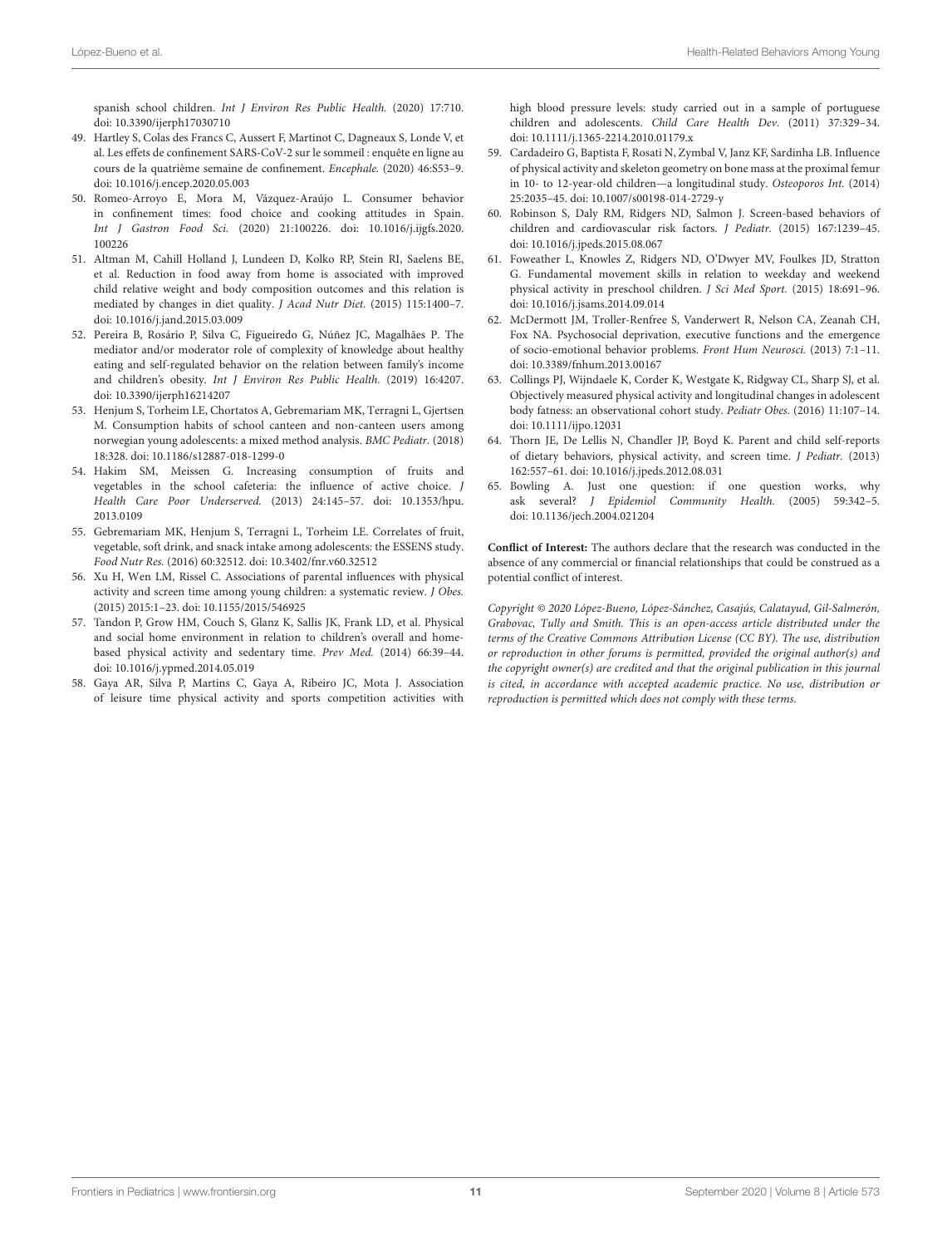spanish school children. *Int J Environ Res Public Health.* (2020) 17:710. doi: 10.3390/ijerph17030710

49. Hartley S, Colas des Francs C, Aussert F, Martinot C, Dagneaux S, Londe V, et al. Les effets de confinement SARS-CoV-2 sur le sommeil : enquête en ligne au cours de la quatrième semaine de confinement. *Encephale.* (2020) 46:S53–9. doi: 10.1016/j.encep.2020.05.003
50. Romeo-Arroyo E, Mora M, Vázquez-Araújo L. Consumer behavior in confinement times: food choice and cooking attitudes in Spain. *Int J Gastron Food Sci.* (2020) 21:100226. doi: 10.1016/j.ijgfs.2020.100226
51. Altman M, Cahill Holland J, Lundeen D, Kolko RP, Stein RI, Saelens BE, et al. Reduction in food away from home is associated with improved child relative weight and body composition outcomes and this relation is mediated by changes in diet quality. *J Acad Nutr Diet.* (2015) 115:1400–7. doi: 10.1016/j.jand.2015.03.009
52. Pereira B, Rosário P, Silva C, Figueiredo G, Núñez JC, Magalhães P. The mediator and/or moderator role of complexity of knowledge about healthy eating and self-regulated behavior on the relation between family's income and children's obesity. *Int J Environ Res Public Health.* (2019) 16:4207. doi: 10.3390/ijerph16214207
53. Henjum S, Torheim LE, Chortatos A, Gebremariam MK, Terragni L, Gjertsen M. Consumption habits of school canteen and non-canteen users among norwegian young adolescents: a mixed method analysis. *BMC Pediatr.* (2018) 18:328. doi: 10.1186/s12887-018-1299-0
54. Hakim SM, Meissen G. Increasing consumption of fruits and vegetables in the school cafeteria: the influence of active choice. *J Health Care Poor Underserved.* (2013) 24:145–57. doi: 10.1353/hpu.2013.0109
55. Gebremariam MK, Henjum S, Terragni L, Torheim LE. Correlates of fruit, vegetable, soft drink, and snack intake among adolescents: the ESSENS study. *Food Nutr Res.* (2016) 60:32512. doi: 10.3402/fnr.v60.32512
56. Xu H, Wen LM, Rissel C. Associations of parental influences with physical activity and screen time among young children: a systematic review. *J Obes.* (2015) 2015:1–23. doi: 10.1155/2015/546925
57. Tandon P, Grow HM, Couch S, Glanz K, Sallis JK, Frank LD, et al. Physical and social home environment in relation to children's overall and home-based physical activity and sedentary time. *Prev Med.* (2014) 66:39–44. doi: 10.1016/j.ypmed.2014.05.019
58. Gaya AR, Silva P, Martins C, Gaya A, Ribeiro JC, Mota J. Association of leisure time physical activity and sports competition activities with high blood pressure levels: study carried out in a sample of portuguese children and adolescents. *Child Care Health Dev.* (2011) 37:329–34. doi: 10.1111/j.1365-2214.2010.01179.x
59. Cardadeiro G, Baptista F, Rosati N, Zymbal V, Janz KF, Sardinha LB. Influence of physical activity and skeleton geometry on bone mass at the proximal femur in 10- to 12-year-old children—a longitudinal study. *Osteoporos Int.* (2014) 25:2035–45. doi: 10.1007/s00198-014-2729-y
60. Robinson S, Daly RM, Ridgers ND, Salmon J. Screen-based behaviors of children and cardiovascular risk factors. *J Pediatr.* (2015) 167:1239–45. doi: 10.1016/j.jpeds.2015.08.067
61. Foweather L, Knowles Z, Ridgers ND, O'Dwyer MV, Foulkes JD, Stratton G. Fundamental movement skills in relation to weekday and weekend physical activity in preschool children. *J Sci Med Sport.* (2015) 18:691–96. doi: 10.1016/j.jsams.2014.09.014
62. McDermott JM, Troller-Renfree S, Vanderwert R, Nelson CA, Zeanah CH, Fox NA. Psychosocial deprivation, executive functions and the emergence of socio-emotional behavior problems. *Front Hum Neurosci.* (2013) 7:1–11. doi: 10.3389/fnhum.2013.00167
63. Collings PJ, Wijndaele K, Corder K, Westgate K, Ridgway CL, Sharp SJ, et al. Objectively measured physical activity and longitudinal changes in adolescent body fatness: an observational cohort study. *Pediatr Obes.* (2016) 11:107–14. doi: 10.1111/ijpo.12031
64. Thorn JE, De Lellis N, Chandler JP, Boyd K. Parent and child self-reports of dietary behaviors, physical activity, and screen time. *J Pediatr.* (2013) 162:557–61. doi: 10.1016/j.jpeds.2012.08.031
65. Bowling A. Just one question: if one question works, why ask several? *J Epidemiol Community Health.* (2005) 59:342–5. doi: 10.1136/jech.2004.021204

**Conflict of Interest:** The authors declare that the research was conducted in the absence of any commercial or financial relationships that could be construed as a potential conflict of interest.

*Copyright © 2020 López-Bueno, López-Sánchez, Casajús, Calatayud, Gil-Salmerón, Grabovac, Tully and Smith. This is an open-access article distributed under the terms of the Creative Commons Attribution License (CC BY). The use, distribution or reproduction in other forums is permitted, provided the original author(s) and the copyright owner(s) are credited and that the original publication in this journal is cited, in accordance with accepted academic practice. No use, distribution or reproduction is permitted which does not comply with these terms.*